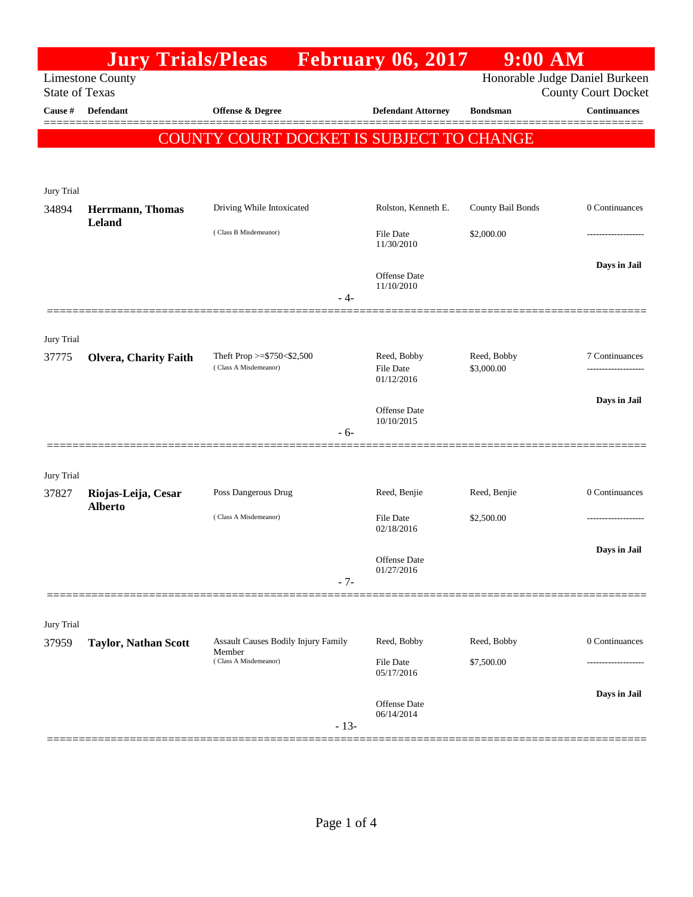# Jury Trials/Pleas February 06, 2017 9:00 AM

Limestone County
State of Texas

Honorable Judge Daniel Burkeen
County Court Docket

**COUNTY COURT DOCKET IS SUBJECT TO CHANGE**

| Cause # | Defendant | Offense & Degree | Defendant Attorney | Bondsman | Continuances |
|---|---|---|---|---|---|
| Jury Trial | | | | | |
| 34894 | **Herrmann, Thomas Leland** | Driving While Intoxicated (Class B Misdemeanor) | Rolston, Kenneth E. File Date 11/30/2010 Offense Date 11/10/2010 | County Bail Bonds $2,000.00 | 0 Continuances ------------------- **Days in Jail** |
| | | - 4- | | | |
| Jury Trial | | | | | |
| 37775 | **Olvera, Charity Faith** | Theft Prop >=$750<$2,500 (Class A Misdemeanor) | Reed, Bobby File Date 01/12/2016 Offense Date 10/10/2015 | Reed, Bobby $3,000.00 | 7 Continuances ------------------- **Days in Jail** |
| | | - 6- | | | |
| Jury Trial | | | | | |
| 37827 | **Riojas-Leija, Cesar Alberto** | Poss Dangerous Drug (Class A Misdemeanor) | Reed, Benjie File Date 02/18/2016 Offense Date 01/27/2016 | Reed, Benjie $2,500.00 | 0 Continuances ------------------- **Days in Jail** |
| | | - 7- | | | |
| Jury Trial | | | | | |
| 37959 | **Taylor, Nathan Scott** | Assault Causes Bodily Injury Family Member (Class A Misdemeanor) | Reed, Bobby File Date 05/17/2016 Offense Date 06/14/2014 | Reed, Bobby $7,500.00 | 0 Continuances ------------------- **Days in Jail** |
| | | - 13- | | | |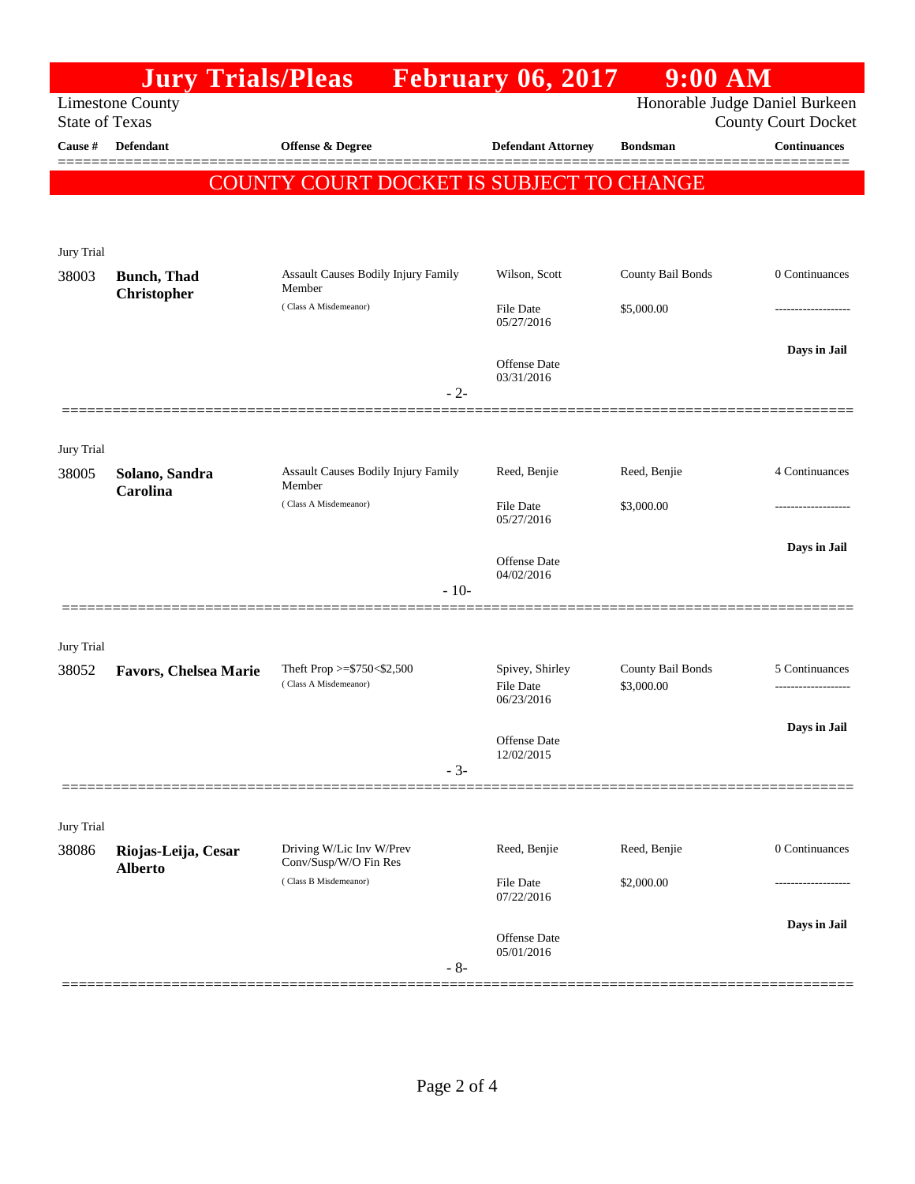# Jury Trials/Pleas February 06, 2017 9:00 AM

Limestone County
State of Texas

Honorable Judge Daniel Burkeen
County Court Docket

**COUNTY COURT DOCKET IS SUBJECT TO CHANGE**

| Cause # | Defendant | Offense & Degree | Defendant Attorney | Bondsman | Continuances |
|---|---|---|---|---|---|
| Jury Trial | | | | | |
| 38003 | **Bunch, Thad Christopher** | Assault Causes Bodily Injury Family Member (Class A Misdemeanor) | Wilson, Scott<br>File Date 05/27/2016<br>Offense Date 03/31/2016 | County Bail Bonds<br>$5,000.00 | 0 Continuances<br>-------------------<br>**Days in Jail** |
| | | - 2- | | | |
| Jury Trial | | | | | |
| 38005 | **Solano, Sandra Carolina** | Assault Causes Bodily Injury Family Member (Class A Misdemeanor) | Reed, Benjie<br>File Date 05/27/2016<br>Offense Date 04/02/2016 | Reed, Benjie<br>$3,000.00 | 4 Continuances<br>-------------------<br>**Days in Jail** |
| | | - 10- | | | |
| Jury Trial | | | | | |
| 38052 | **Favors, Chelsea Marie** | Theft Prop >=$750<$2,500 (Class A Misdemeanor) | Spivey, Shirley<br>File Date 06/23/2016<br>Offense Date 12/02/2015 | County Bail Bonds<br>$3,000.00 | 5 Continuances<br>-------------------<br>**Days in Jail** |
| | | - 3- | | | |
| Jury Trial | | | | | |
| 38086 | **Riojas-Leija, Cesar Alberto** | Driving W/Lic Inv W/Prev Conv/Susp/W/O Fin Res (Class B Misdemeanor) | Reed, Benjie<br>File Date 07/22/2016<br>Offense Date 05/01/2016 | Reed, Benjie<br>$2,000.00 | 0 Continuances<br>-------------------<br>**Days in Jail** |
| | | - 8- | | | |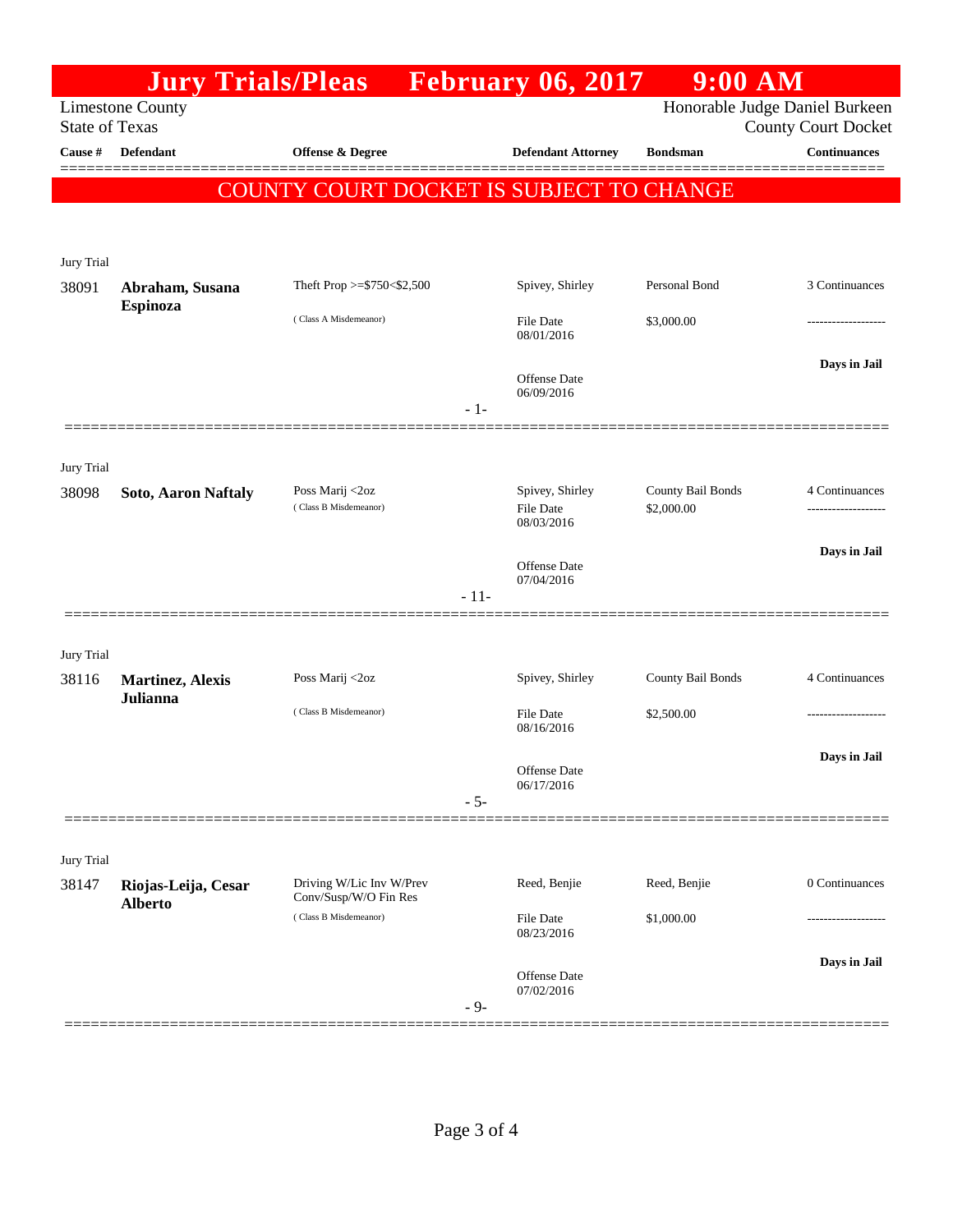# Jury Trials/Pleas February 06, 2017 9:00 AM

Limestone County
State of Texas

Honorable Judge Daniel Burkeen
County Court Docket

**COUNTY COURT DOCKET IS SUBJECT TO CHANGE**

| Cause # | Defendant | Offense & Degree | Defendant Attorney | Bondsman | Continuances |
|---|---|---|---|---|---|
| Jury Trial | | | | | |
| 38091 | **Abraham, Susana Espinoza** | Theft Prop >=$750<$2,500 (Class A Misdemeanor) | Spivey, Shirley<br>File Date 08/01/2016<br>Offense Date 06/09/2016 | Personal Bond<br>$3,000.00 | 3 Continuances<br>-------------------<br>Days in Jail |
| | | - 1- | | | |
| Jury Trial | | | | | |
| 38098 | **Soto, Aaron Naftaly** | Poss Marij <2oz (Class B Misdemeanor) | Spivey, Shirley<br>File Date 08/03/2016<br>Offense Date 07/04/2016 | County Bail Bonds<br>$2,000.00 | 4 Continuances<br>-------------------<br>Days in Jail |
| | | - 11- | | | |
| Jury Trial | | | | | |
| 38116 | **Martinez, Alexis Julianna** | Poss Marij <2oz (Class B Misdemeanor) | Spivey, Shirley<br>File Date 08/16/2016<br>Offense Date 06/17/2016 | County Bail Bonds<br>$2,500.00 | 4 Continuances<br>-------------------<br>Days in Jail |
| | | - 5- | | | |
| Jury Trial | | | | | |
| 38147 | **Riojas-Leija, Cesar Alberto** | Driving W/Lic Inv W/Prev Conv/Susp/W/O Fin Res (Class B Misdemeanor) | Reed, Benjie<br>File Date 08/23/2016<br>Offense Date 07/02/2016 | Reed, Benjie<br>$1,000.00 | 0 Continuances<br>-------------------<br>Days in Jail |
| | | - 9- | | | |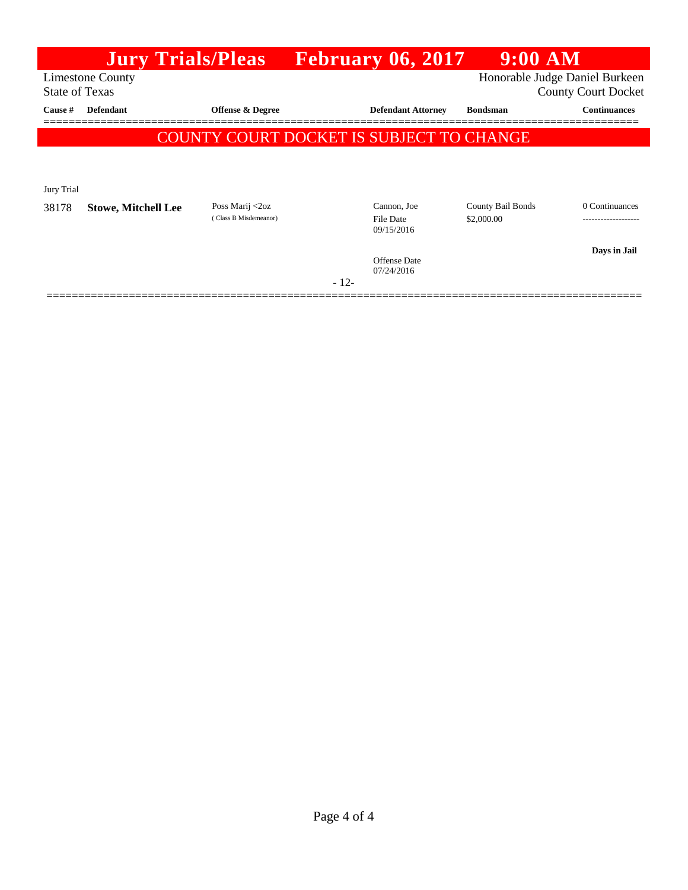# Jury Trials/Pleas February 06, 2017 9:00 AM

Limestone County
State of Texas

Honorable Judge Daniel Burkeen
County Court Docket

| Cause # | Defendant | Offense & Degree | Defendant Attorney | Bondsman | Continuances |
|---|---|---|---|---|---|

## COUNTY COURT DOCKET IS SUBJECT TO CHANGE

Jury Trial

| Cause # | Defendant | Offense & Degree | Defendant Attorney | Bondsman | Continuances |
|---|---|---|---|---|---|
| 38178 | **Stowe, Mitchell Lee** | Poss Marij <2oz<br>( Class B Misdemeanor) | Cannon, Joe<br>File Date<br>09/15/2016<br><br>Offense Date<br>07/24/2016 | County Bail Bonds<br>$2,000.00 | 0 Continuances<br>-------------------<br><br>**Days in Jail** |

- 12-